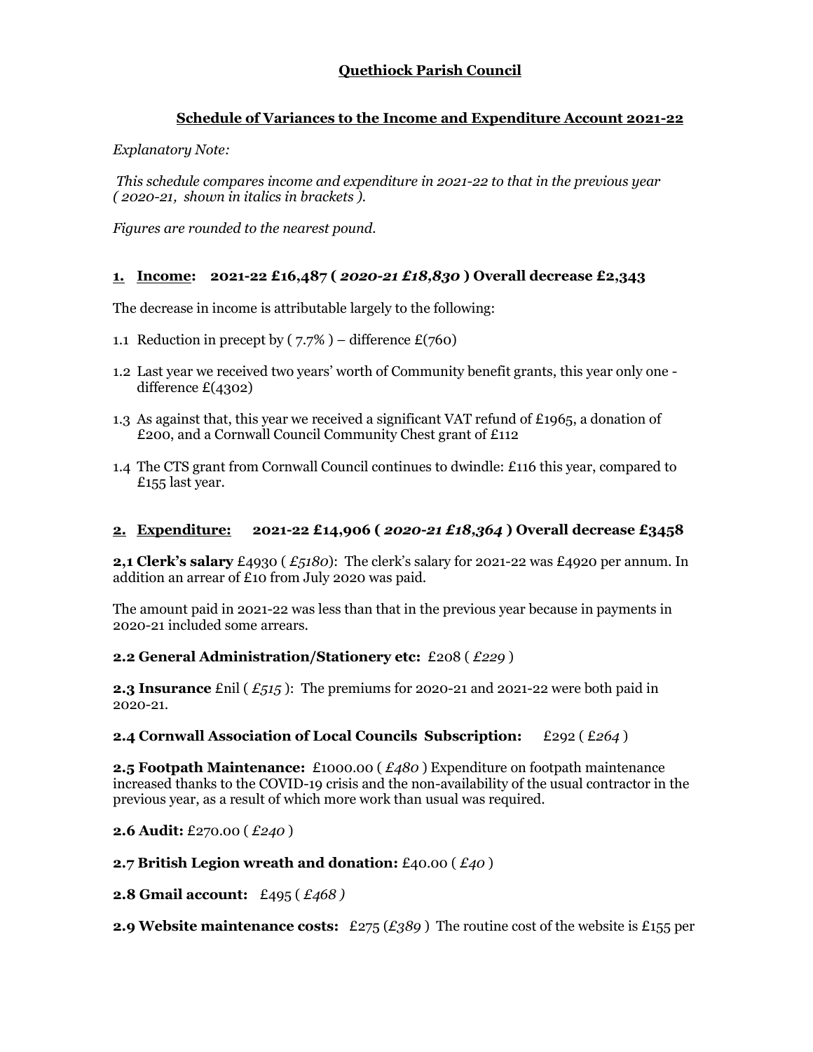**Quethiock Parish Council**

**Schedule of Variances to the Income and Expenditure Account 2021-22**

*Explanatory Note:*

*This schedule compares income and expenditure in 2021-22 to that in the previous year ( 2020-21, shown in italics in brackets ).*

*Figures are rounded to the nearest pound.*

## 1. Income: 2021-22 £16,487 ( *2020-21 £18,830* ) Overall decrease £2,343

The decrease in income is attributable largely to the following:

1.1 Reduction in precept by ( 7.7% ) – difference £(760)

1.2 Last year we received two years' worth of Community benefit grants, this year only one - difference £(4302)

1.3 As against that, this year we received a significant VAT refund of £1965, a donation of £200, and a Cornwall Council Community Chest grant of £112

1.4 The CTS grant from Cornwall Council continues to dwindle: £116 this year, compared to £155 last year.

## 2. Expenditure: 2021-22 £14,906 ( *2020-21 £18,364* ) Overall decrease £3458

**2,1 Clerk's salary** £4930 ( *£5180*): The clerk's salary for 2021-22 was £4920 per annum. In addition an arrear of £10 from July 2020 was paid.

The amount paid in 2021-22 was less than that in the previous year because in payments in 2020-21 included some arrears.

**2.2 General Administration/Stationery etc:** £208 ( *£229* )

**2.3 Insurance** £nil ( *£515* ): The premiums for 2020-21 and 2021-22 were both paid in 2020-21.

**2.4 Cornwall Association of Local Councils Subscription:** £292 ( *£264* )

**2.5 Footpath Maintenance:** £1000.00 ( *£480* ) Expenditure on footpath maintenance increased thanks to the COVID-19 crisis and the non-availability of the usual contractor in the previous year, as a result of which more work than usual was required.

**2.6 Audit:** £270.00 ( *£240* )

**2.7 British Legion wreath and donation:** £40.00 ( *£40* )

**2.8 Gmail account:** £495 ( *£468 )*

**2.9 Website maintenance costs:** £275 (*£389* ) The routine cost of the website is £155 per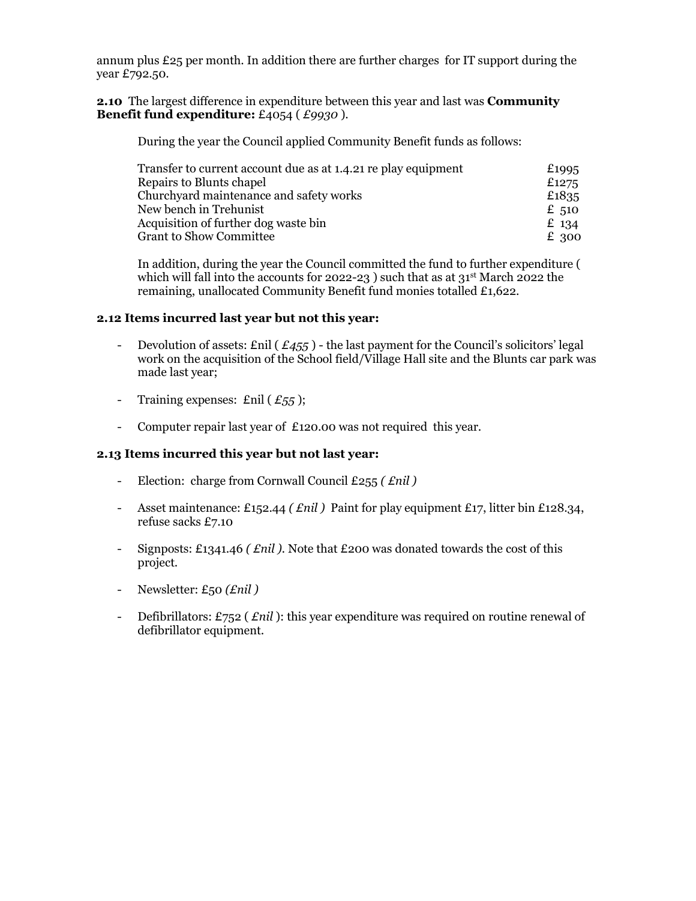annum plus £25 per month. In addition there are further charges for IT support during the year £792.50.

**2.10** The largest difference in expenditure between this year and last was **Community Benefit fund expenditure:** £4054 ( *£9930* ).

During the year the Council applied Community Benefit funds as follows:

| | |
|---|---|
| Transfer to current account due as at 1.4.21 re play equipment | £1995 |
| Repairs to Blunts chapel | £1275 |
| Churchyard maintenance and safety works | £1835 |
| New bench in Trehunist | £ 510 |
| Acquisition of further dog waste bin | £ 134 |
| Grant to Show Committee | £ 300 |

In addition, during the year the Council committed the fund to further expenditure ( which will fall into the accounts for 2022-23 ) such that as at 31st March 2022 the remaining, unallocated Community Benefit fund monies totalled £1,622.

**2.12 Items incurred last year but not this year:**

- Devolution of assets: £nil ( *£455* ) - the last payment for the Council's solicitors' legal work on the acquisition of the School field/Village Hall site and the Blunts car park was made last year;

- Training expenses: £nil ( *£55* );

- Computer repair last year of £120.00 was not required this year.

**2.13 Items incurred this year but not last year:**

- Election: charge from Cornwall Council £255 *( £nil )*

- Asset maintenance: £152.44 *( £nil )* Paint for play equipment £17, litter bin £128.34, refuse sacks £7.10

- Signposts: £1341.46 *( £nil ).* Note that £200 was donated towards the cost of this project.

- Newsletter: £50 *(£nil )*

- Defibrillators: £752 ( *£nil* ): this year expenditure was required on routine renewal of defibrillator equipment.